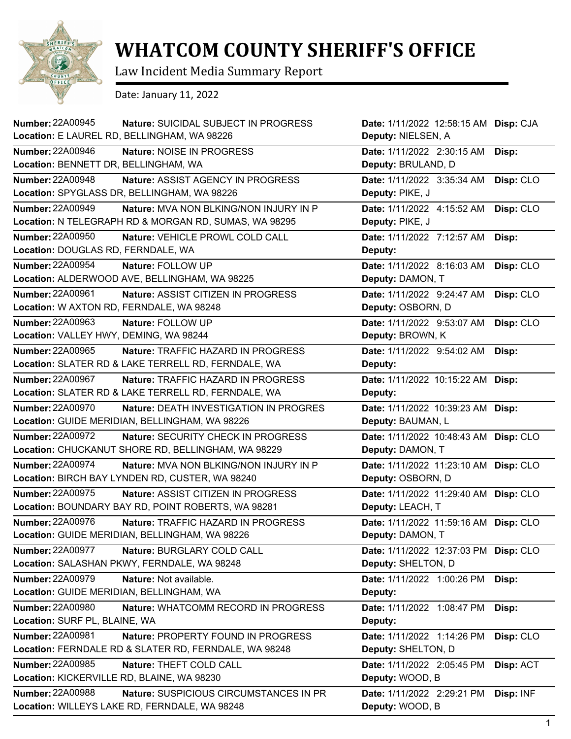# WHATCOM COUNTY SHERIFF'S OFFICE

Law Incident Media Summary Report

Date: January 11, 2022

**Number:** 22A00945 **Nature:** SUICIDAL SUBJECT IN PROGRESS **Date:** 1/11/2022 12:58:15 AM **Disp:** CJA
**Location:** E LAUREL RD, BELLINGHAM, WA 98226 **Deputy:** NIELSEN, A

**Number:** 22A00946 **Nature:** NOISE IN PROGRESS **Date:** 1/11/2022 2:30:15 AM **Disp:**
**Location:** BENNETT DR, BELLINGHAM, WA **Deputy:** BRULAND, D

**Number:** 22A00948 **Nature:** ASSIST AGENCY IN PROGRESS **Date:** 1/11/2022 3:35:34 AM **Disp:** CLO
**Location:** SPYGLASS DR, BELLINGHAM, WA 98226 **Deputy:** PIKE, J

**Number:** 22A00949 **Nature:** MVA NON BLKING/NON INJURY IN P **Date:** 1/11/2022 4:15:52 AM **Disp:** CLO
**Location:** N TELEGRAPH RD & MORGAN RD, SUMAS, WA 98295 **Deputy:** PIKE, J

**Number:** 22A00950 **Nature:** VEHICLE PROWL COLD CALL **Date:** 1/11/2022 7:12:57 AM **Disp:**
**Location:** DOUGLAS RD, FERNDALE, WA **Deputy:**

**Number:** 22A00954 **Nature:** FOLLOW UP **Date:** 1/11/2022 8:16:03 AM **Disp:** CLO
**Location:** ALDERWOOD AVE, BELLINGHAM, WA 98225 **Deputy:** DAMON, T

**Number:** 22A00961 **Nature:** ASSIST CITIZEN IN PROGRESS **Date:** 1/11/2022 9:24:47 AM **Disp:** CLO
**Location:** W AXTON RD, FERNDALE, WA 98248 **Deputy:** OSBORN, D

**Number:** 22A00963 **Nature:** FOLLOW UP **Date:** 1/11/2022 9:53:07 AM **Disp:** CLO
**Location:** VALLEY HWY, DEMING, WA 98244 **Deputy:** BROWN, K

**Number:** 22A00965 **Nature:** TRAFFIC HAZARD IN PROGRESS **Date:** 1/11/2022 9:54:02 AM **Disp:**
**Location:** SLATER RD & LAKE TERRELL RD, FERNDALE, WA **Deputy:**

**Number:** 22A00967 **Nature:** TRAFFIC HAZARD IN PROGRESS **Date:** 1/11/2022 10:15:22 AM **Disp:**
**Location:** SLATER RD & LAKE TERRELL RD, FERNDALE, WA **Deputy:**

**Number:** 22A00970 **Nature:** DEATH INVESTIGATION IN PROGRES **Date:** 1/11/2022 10:39:23 AM **Disp:**
**Location:** GUIDE MERIDIAN, BELLINGHAM, WA 98226 **Deputy:** BAUMAN, L

**Number:** 22A00972 **Nature:** SECURITY CHECK IN PROGRESS **Date:** 1/11/2022 10:48:43 AM **Disp:** CLO
**Location:** CHUCKANUT SHORE RD, BELLINGHAM, WA 98229 **Deputy:** DAMON, T

**Number:** 22A00974 **Nature:** MVA NON BLKING/NON INJURY IN P **Date:** 1/11/2022 11:23:10 AM **Disp:** CLO
**Location:** BIRCH BAY LYNDEN RD, CUSTER, WA 98240 **Deputy:** OSBORN, D

**Number:** 22A00975 **Nature:** ASSIST CITIZEN IN PROGRESS **Date:** 1/11/2022 11:29:40 AM **Disp:** CLO
**Location:** BOUNDARY BAY RD, POINT ROBERTS, WA 98281 **Deputy:** LEACH, T

**Number:** 22A00976 **Nature:** TRAFFIC HAZARD IN PROGRESS **Date:** 1/11/2022 11:59:16 AM **Disp:** CLO
**Location:** GUIDE MERIDIAN, BELLINGHAM, WA 98226 **Deputy:** DAMON, T

**Number:** 22A00977 **Nature:** BURGLARY COLD CALL **Date:** 1/11/2022 12:37:03 PM **Disp:** CLO
**Location:** SALASHAN PKWY, FERNDALE, WA 98248 **Deputy:** SHELTON, D

**Number:** 22A00979 **Nature:** Not available. **Date:** 1/11/2022 1:00:26 PM **Disp:**
**Location:** GUIDE MERIDIAN, BELLINGHAM, WA **Deputy:**

**Number:** 22A00980 **Nature:** WHATCOMM RECORD IN PROGRESS **Date:** 1/11/2022 1:08:47 PM **Disp:**
**Location:** SURF PL, BLAINE, WA **Deputy:**

**Number:** 22A00981 **Nature:** PROPERTY FOUND IN PROGRESS **Date:** 1/11/2022 1:14:26 PM **Disp:** CLO
**Location:** FERNDALE RD & SLATER RD, FERNDALE, WA 98248 **Deputy:** SHELTON, D

**Number:** 22A00985 **Nature:** THEFT COLD CALL **Date:** 1/11/2022 2:05:45 PM **Disp:** ACT
**Location:** KICKERVILLE RD, BLAINE, WA 98230 **Deputy:** WOOD, B

**Number:** 22A00988 **Nature:** SUSPICIOUS CIRCUMSTANCES IN PR **Date:** 1/11/2022 2:29:21 PM **Disp:** INF
**Location:** WILLEYS LAKE RD, FERNDALE, WA 98248 **Deputy:** WOOD, B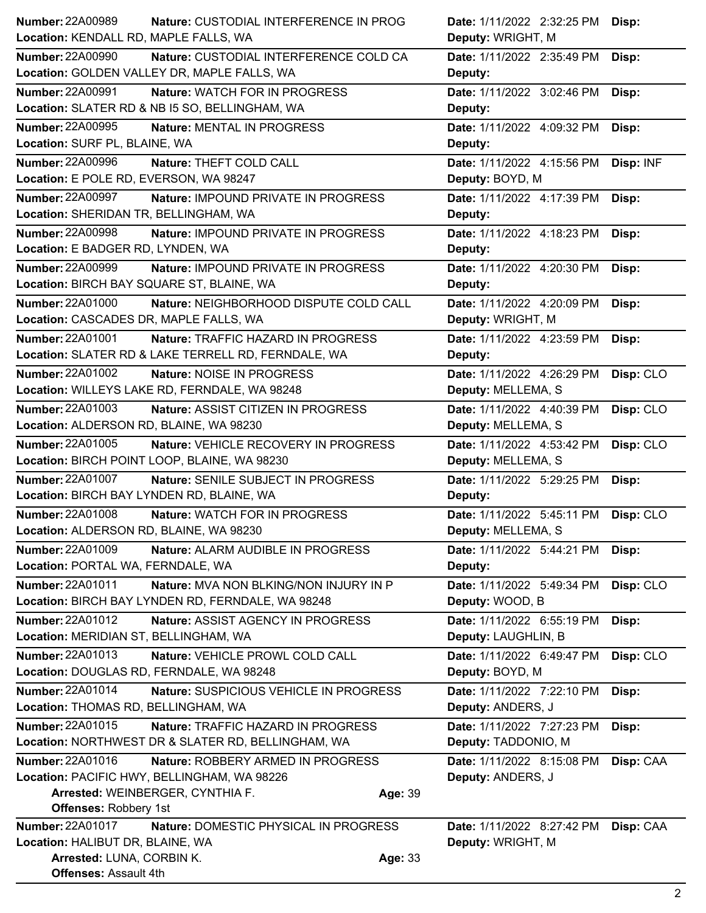**Number:** 22A00989 **Nature:** CUSTODIAL INTERFERENCE IN PROG **Date:** 1/11/2022 2:32:25 PM **Disp:**
**Location:** KENDALL RD, MAPLE FALLS, WA **Deputy:** WRIGHT, M

---

**Number:** 22A00990 **Nature:** CUSTODIAL INTERFERENCE COLD CA **Date:** 1/11/2022 2:35:49 PM **Disp:**
**Location:** GOLDEN VALLEY DR, MAPLE FALLS, WA **Deputy:**

---

**Number:** 22A00991 **Nature:** WATCH FOR IN PROGRESS **Date:** 1/11/2022 3:02:46 PM **Disp:**
**Location:** SLATER RD & NB I5 SO, BELLINGHAM, WA **Deputy:**

---

**Number:** 22A00995 **Nature:** MENTAL IN PROGRESS **Date:** 1/11/2022 4:09:32 PM **Disp:**
**Location:** SURF PL, BLAINE, WA **Deputy:**

---

**Number:** 22A00996 **Nature:** THEFT COLD CALL **Date:** 1/11/2022 4:15:56 PM **Disp:** INF
**Location:** E POLE RD, EVERSON, WA 98247 **Deputy:** BOYD, M

---

**Number:** 22A00997 **Nature:** IMPOUND PRIVATE IN PROGRESS **Date:** 1/11/2022 4:17:39 PM **Disp:**
**Location:** SHERIDAN TR, BELLINGHAM, WA **Deputy:**

---

**Number:** 22A00998 **Nature:** IMPOUND PRIVATE IN PROGRESS **Date:** 1/11/2022 4:18:23 PM **Disp:**
**Location:** E BADGER RD, LYNDEN, WA **Deputy:**

---

**Number:** 22A00999 **Nature:** IMPOUND PRIVATE IN PROGRESS **Date:** 1/11/2022 4:20:30 PM **Disp:**
**Location:** BIRCH BAY SQUARE ST, BLAINE, WA **Deputy:**

---

**Number:** 22A01000 **Nature:** NEIGHBORHOOD DISPUTE COLD CALL **Date:** 1/11/2022 4:20:09 PM **Disp:**
**Location:** CASCADES DR, MAPLE FALLS, WA **Deputy:** WRIGHT, M

---

**Number:** 22A01001 **Nature:** TRAFFIC HAZARD IN PROGRESS **Date:** 1/11/2022 4:23:59 PM **Disp:**
**Location:** SLATER RD & LAKE TERRELL RD, FERNDALE, WA **Deputy:**

---

**Number:** 22A01002 **Nature:** NOISE IN PROGRESS **Date:** 1/11/2022 4:26:29 PM **Disp:** CLO
**Location:** WILLEYS LAKE RD, FERNDALE, WA 98248 **Deputy:** MELLEMA, S

---

**Number:** 22A01003 **Nature:** ASSIST CITIZEN IN PROGRESS **Date:** 1/11/2022 4:40:39 PM **Disp:** CLO
**Location:** ALDERSON RD, BLAINE, WA 98230 **Deputy:** MELLEMA, S

---

**Number:** 22A01005 **Nature:** VEHICLE RECOVERY IN PROGRESS **Date:** 1/11/2022 4:53:42 PM **Disp:** CLO
**Location:** BIRCH POINT LOOP, BLAINE, WA 98230 **Deputy:** MELLEMA, S

---

**Number:** 22A01007 **Nature:** SENILE SUBJECT IN PROGRESS **Date:** 1/11/2022 5:29:25 PM **Disp:**
**Location:** BIRCH BAY LYNDEN RD, BLAINE, WA **Deputy:**

---

**Number:** 22A01008 **Nature:** WATCH FOR IN PROGRESS **Date:** 1/11/2022 5:45:11 PM **Disp:** CLO
**Location:** ALDERSON RD, BLAINE, WA 98230 **Deputy:** MELLEMA, S

---

**Number:** 22A01009 **Nature:** ALARM AUDIBLE IN PROGRESS **Date:** 1/11/2022 5:44:21 PM **Disp:**
**Location:** PORTAL WA, FERNDALE, WA **Deputy:**

---

**Number:** 22A01011 **Nature:** MVA NON BLKING/NON INJURY IN P **Date:** 1/11/2022 5:49:34 PM **Disp:** CLO
**Location:** BIRCH BAY LYNDEN RD, FERNDALE, WA 98248 **Deputy:** WOOD, B

---

**Number:** 22A01012 **Nature:** ASSIST AGENCY IN PROGRESS **Date:** 1/11/2022 6:55:19 PM **Disp:**
**Location:** MERIDIAN ST, BELLINGHAM, WA **Deputy:** LAUGHLIN, B

---

**Number:** 22A01013 **Nature:** VEHICLE PROWL COLD CALL **Date:** 1/11/2022 6:49:47 PM **Disp:** CLO
**Location:** DOUGLAS RD, FERNDALE, WA 98248 **Deputy:** BOYD, M

---

**Number:** 22A01014 **Nature:** SUSPICIOUS VEHICLE IN PROGRESS **Date:** 1/11/2022 7:22:10 PM **Disp:**
**Location:** THOMAS RD, BELLINGHAM, WA **Deputy:** ANDERS, J

---

**Number:** 22A01015 **Nature:** TRAFFIC HAZARD IN PROGRESS **Date:** 1/11/2022 7:27:23 PM **Disp:**
**Location:** NORTHWEST DR & SLATER RD, BELLINGHAM, WA **Deputy:** TADDONIO, M

---

**Number:** 22A01016 **Nature:** ROBBERY ARMED IN PROGRESS **Date:** 1/11/2022 8:15:08 PM **Disp:** CAA
**Location:** PACIFIC HWY, BELLINGHAM, WA 98226 **Deputy:** ANDERS, J
**Arrested:** WEINBERGER, CYNTHIA F. **Age:** 39
**Offenses:** Robbery 1st

---

**Number:** 22A01017 **Nature:** DOMESTIC PHYSICAL IN PROGRESS **Date:** 1/11/2022 8:27:42 PM **Disp:** CAA
**Location:** HALIBUT DR, BLAINE, WA **Deputy:** WRIGHT, M
**Arrested:** LUNA, CORBIN K. **Age:** 33
**Offenses:** Assault 4th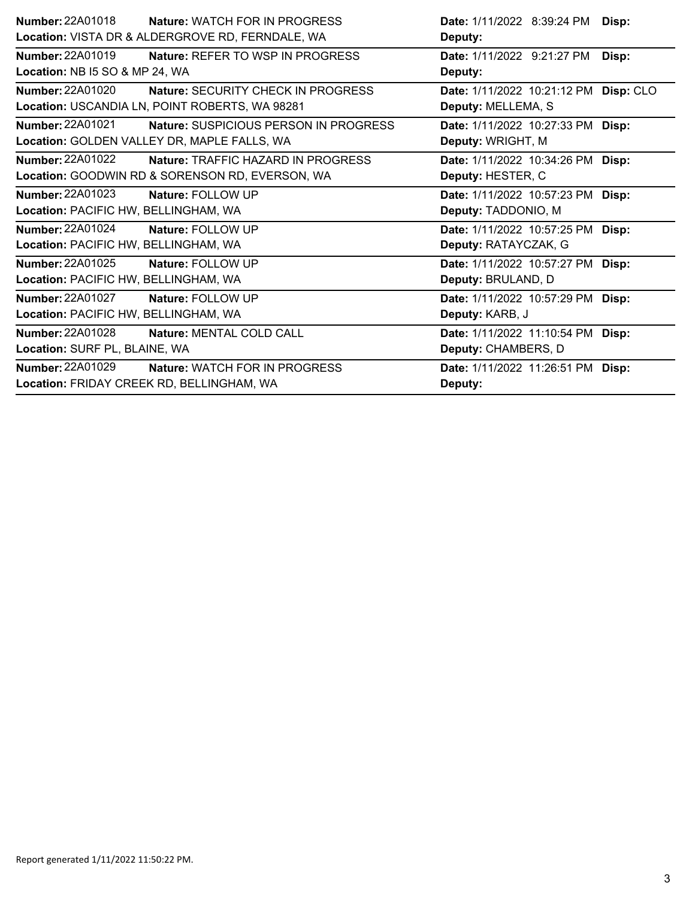**Number:** 22A01018 **Nature:** WATCH FOR IN PROGRESS **Date:** 1/11/2022 8:39:24 PM **Disp:**
**Location:** VISTA DR & ALDERGROVE RD, FERNDALE, WA **Deputy:**

---

**Number:** 22A01019 **Nature:** REFER TO WSP IN PROGRESS **Date:** 1/11/2022 9:21:27 PM **Disp:**
**Location:** NB I5 SO & MP 24, WA **Deputy:**

---

**Number:** 22A01020 **Nature:** SECURITY CHECK IN PROGRESS **Date:** 1/11/2022 10:21:12 PM **Disp:** CLO
**Location:** USCANDIA LN, POINT ROBERTS, WA 98281 **Deputy:** MELLEMA, S

---

**Number:** 22A01021 **Nature:** SUSPICIOUS PERSON IN PROGRESS **Date:** 1/11/2022 10:27:33 PM **Disp:**
**Location:** GOLDEN VALLEY DR, MAPLE FALLS, WA **Deputy:** WRIGHT, M

---

**Number:** 22A01022 **Nature:** TRAFFIC HAZARD IN PROGRESS **Date:** 1/11/2022 10:34:26 PM **Disp:**
**Location:** GOODWIN RD & SORENSON RD, EVERSON, WA **Deputy:** HESTER, C

---

**Number:** 22A01023 **Nature:** FOLLOW UP **Date:** 1/11/2022 10:57:23 PM **Disp:**
**Location:** PACIFIC HW, BELLINGHAM, WA **Deputy:** TADDONIO, M

---

**Number:** 22A01024 **Nature:** FOLLOW UP **Date:** 1/11/2022 10:57:25 PM **Disp:**
**Location:** PACIFIC HW, BELLINGHAM, WA **Deputy:** RATAYCZAK, G

---

**Number:** 22A01025 **Nature:** FOLLOW UP **Date:** 1/11/2022 10:57:27 PM **Disp:**
**Location:** PACIFIC HW, BELLINGHAM, WA **Deputy:** BRULAND, D

---

**Number:** 22A01027 **Nature:** FOLLOW UP **Date:** 1/11/2022 10:57:29 PM **Disp:**
**Location:** PACIFIC HW, BELLINGHAM, WA **Deputy:** KARB, J

---

**Number:** 22A01028 **Nature:** MENTAL COLD CALL **Date:** 1/11/2022 11:10:54 PM **Disp:**
**Location:** SURF PL, BLAINE, WA **Deputy:** CHAMBERS, D

---

**Number:** 22A01029 **Nature:** WATCH FOR IN PROGRESS **Date:** 1/11/2022 11:26:51 PM **Disp:**
**Location:** FRIDAY CREEK RD, BELLINGHAM, WA **Deputy:**

---

Report generated 1/11/2022 11:50:22 PM.